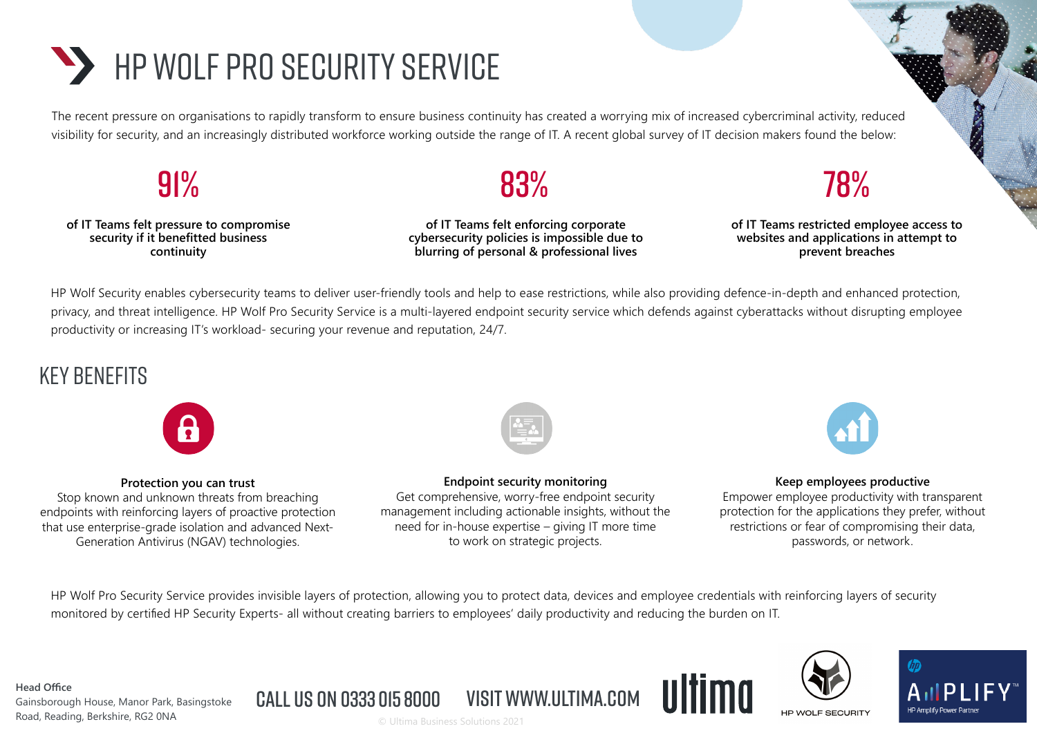# HP WOLF PRO SECURITY SERVICE

The recent pressure on organisations to rapidly transform to ensure business continuity has created a worrying mix of increased cybercriminal activity, reduced visibility for security, and an increasingly distributed workforce working outside the range of IT. A recent global survey of IT decision makers found the below:

**91%**

**of IT Teams felt pressure to compromise security if it benefitted business continuity**

**83%**

**of IT Teams felt enforcing corporate cybersecurity policies is impossible due to blurring of personal & professional lives**

**78%**

**of IT Teams restricted employee access to websites and applications in attempt to prevent breaches**

HP Wolf Security enables cybersecurity teams to deliver user-friendly tools and help to ease restrictions, while also providing defence-in-depth and enhanced protection, privacy, and threat intelligence. HP Wolf Pro Security Service is a multi-layered endpoint security service which defends against cyberattacks without disrupting employee productivity or increasing IT's workload- securing your revenue and reputation, 24/7.

## KEY BENEFITS

**Protection you can trust**
Stop known and unknown threats from breaching endpoints with reinforcing layers of proactive protection that use enterprise-grade isolation and advanced Next-Generation Antivirus (NGAV) technologies.

**Endpoint security monitoring**
Get comprehensive, worry-free endpoint security management including actionable insights, without the need for in-house expertise – giving IT more time to work on strategic projects.

**Keep employees productive**
Empower employee productivity with transparent protection for the applications they prefer, without restrictions or fear of compromising their data, passwords, or network.

HP Wolf Pro Security Service provides invisible layers of protection, allowing you to protect data, devices and employee credentials with reinforcing layers of security monitored by certified HP Security Experts- all without creating barriers to employees' daily productivity and reducing the burden on IT.

**Head Office**
Gainsborough House, Manor Park, Basingstoke Road, Reading, Berkshire, RG2 0NA

CALL US ON 0333 015 8000 VISIT WWW.ULTIMA.COM

© Ultima Business Solutions 2021

ultima

HP WOLF SECURITY

AMPLIFY™ HP Amplify Power Partner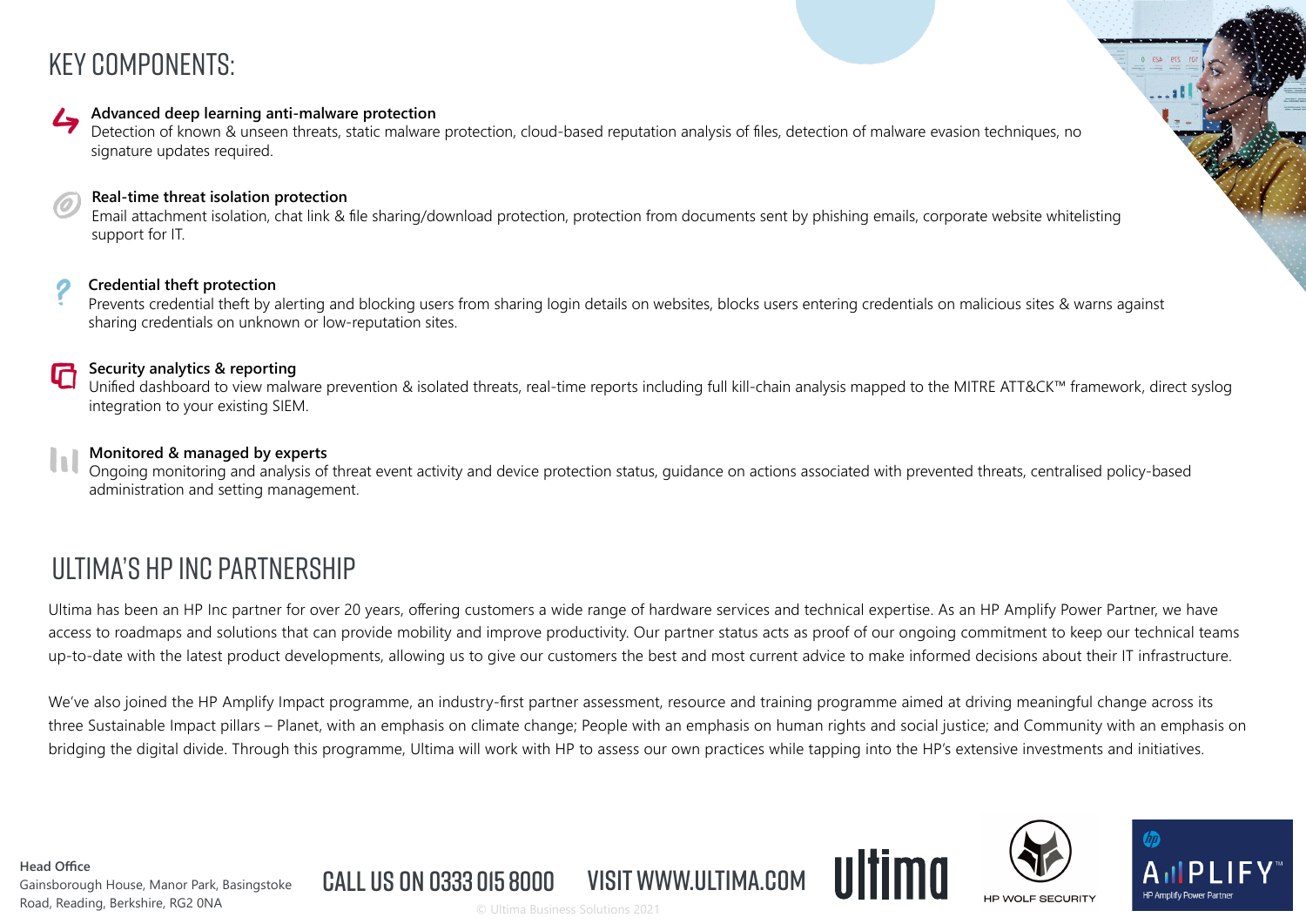## KEY COMPONENTS:

**Advanced deep learning anti-malware protection**
Detection of known & unseen threats, static malware protection, cloud-based reputation analysis of files, detection of malware evasion techniques, no signature updates required.

**Real-time threat isolation protection**
Email attachment isolation, chat link & file sharing/download protection, protection from documents sent by phishing emails, corporate website whitelisting support for IT.

**Credential theft protection**
Prevents credential theft by alerting and blocking users from sharing login details on websites, blocks users entering credentials on malicious sites & warns against sharing credentials on unknown or low-reputation sites.

**Security analytics & reporting**
Unified dashboard to view malware prevention & isolated threats, real-time reports including full kill-chain analysis mapped to the MITRE ATT&CK™ framework, direct syslog integration to your existing SIEM.

**Monitored & managed by experts**
Ongoing monitoring and analysis of threat event activity and device protection status, guidance on actions associated with prevented threats, centralised policy-based administration and setting management.

## ULTIMA'S HP INC PARTNERSHIP

Ultima has been an HP Inc partner for over 20 years, offering customers a wide range of hardware services and technical expertise. As an HP Amplify Power Partner, we have access to roadmaps and solutions that can provide mobility and improve productivity. Our partner status acts as proof of our ongoing commitment to keep our technical teams up-to-date with the latest product developments, allowing us to give our customers the best and most current advice to make informed decisions about their IT infrastructure.

We've also joined the HP Amplify Impact programme, an industry-first partner assessment, resource and training programme aimed at driving meaningful change across its three Sustainable Impact pillars – Planet, with an emphasis on climate change; People with an emphasis on human rights and social justice; and Community with an emphasis on bridging the digital divide. Through this programme, Ultima will work with HP to assess our own practices while tapping into the HP's extensive investments and initiatives.

**Head Office**
Gainsborough House, Manor Park, Basingstoke Road, Reading, Berkshire, RG2 0NA

CALL US ON 0333 015 8000 VISIT WWW.ULTIMA.COM

ultima

HP WOLF SECURITY

AMPLIFY™
HP Amplify Power Partner

© Ultima Business Solutions 2021